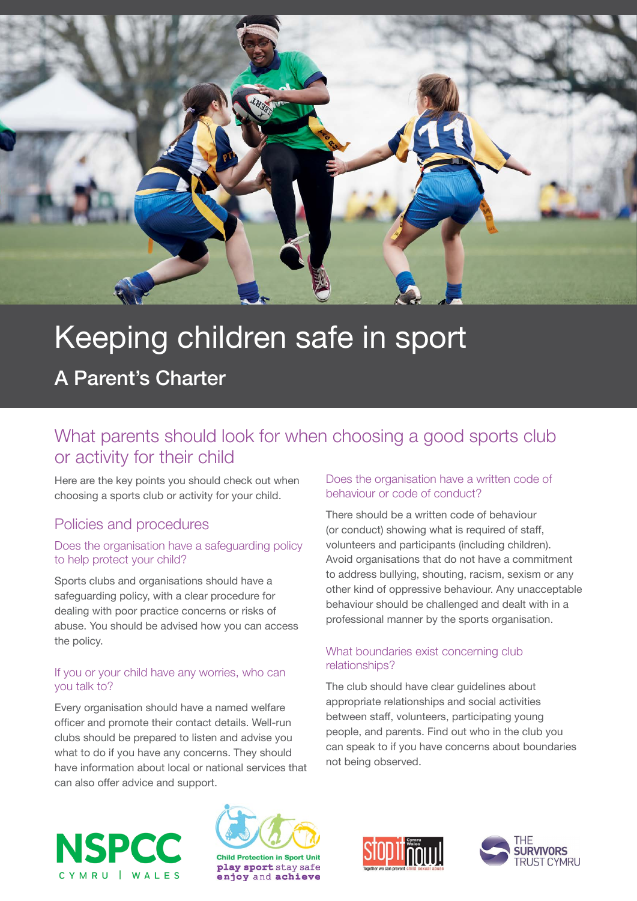# Keeping children safe in sport

## A Parent's Charter

## What parents should look for when choosing a good sports club or activity for their child

Here are the key points you should check out when choosing a sports club or activity for your child.

### Policies and procedures

#### Does the organisation have a safeguarding policy to help protect your child?

Sports clubs and organisations should have a safeguarding policy, with a clear procedure for dealing with poor practice concerns or risks of abuse. You should be advised how you can access the policy.

#### If you or your child have any worries, who can you talk to?

Every organisation should have a named welfare officer and promote their contact details. Well-run clubs should be prepared to listen and advise you what to do if you have any concerns. They should have information about local or national services that can also offer advice and support.

#### Does the organisation have a written code of behaviour or code of conduct?

There should be a written code of behaviour (or conduct) showing what is required of staff, volunteers and participants (including children). Avoid organisations that do not have a commitment to address bullying, shouting, racism, sexism or any other kind of oppressive behaviour. Any unacceptable behaviour should be challenged and dealt with in a professional manner by the sports organisation.

#### What boundaries exist concerning club relationships?

The club should have clear guidelines about appropriate relationships and social activities between staff, volunteers, participating young people, and parents. Find out who in the club you can speak to if you have concerns about boundaries not being observed.

NSPCC CYMRU | WALES

Child Protection in Sport Unit
play sport stay safe
enjoy and achieve

Stop it now! Cymru Wales
Together we can prevent child sexual abuse

THE SURVIVORS TRUST CYMRU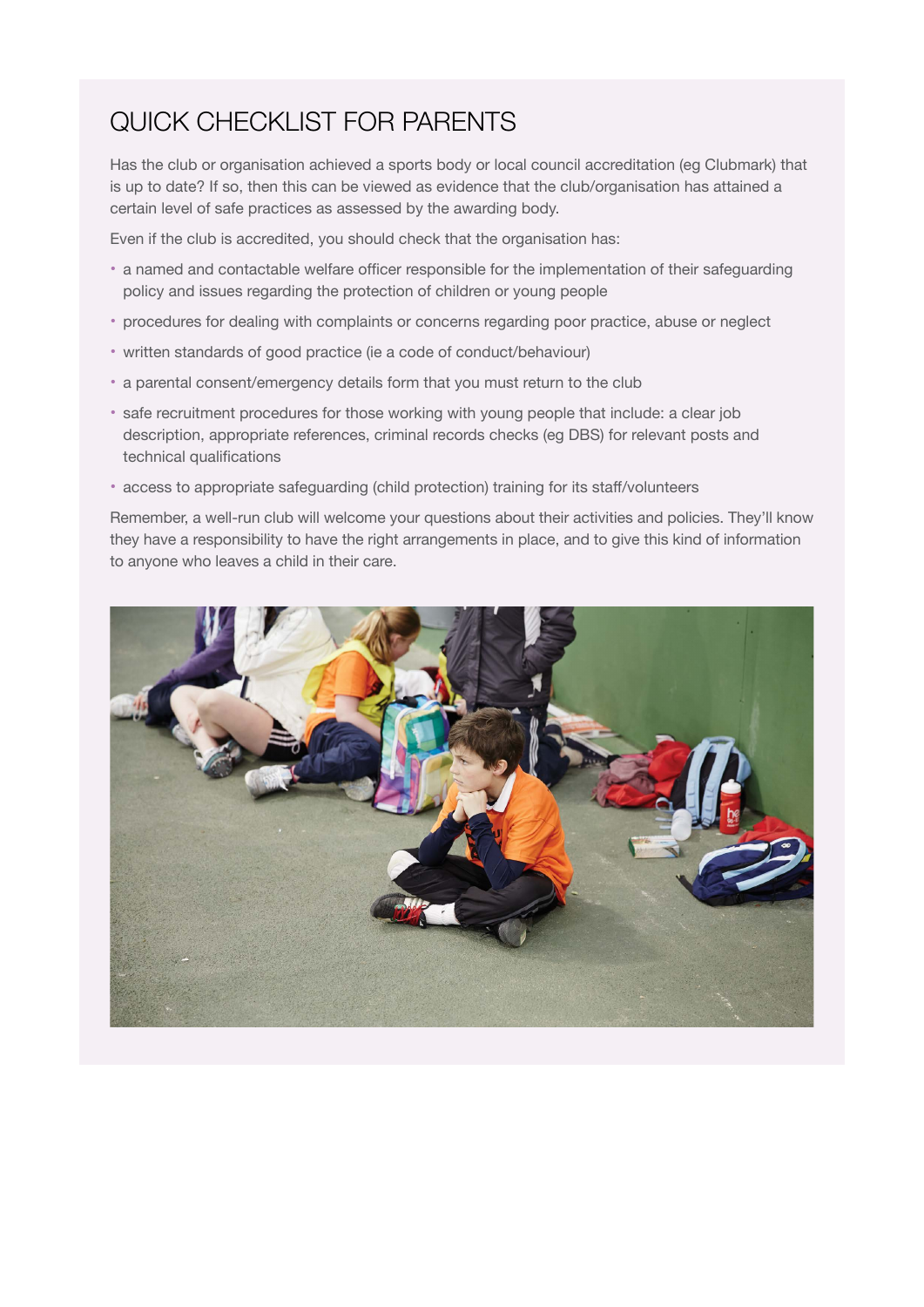# QUICK CHECKLIST FOR PARENTS

Has the club or organisation achieved a sports body or local council accreditation (eg Clubmark) that is up to date? If so, then this can be viewed as evidence that the club/organisation has attained a certain level of safe practices as assessed by the awarding body.

Even if the club is accredited, you should check that the organisation has:

- a named and contactable welfare officer responsible for the implementation of their safeguarding policy and issues regarding the protection of children or young people
- procedures for dealing with complaints or concerns regarding poor practice, abuse or neglect
- written standards of good practice (ie a code of conduct/behaviour)
- a parental consent/emergency details form that you must return to the club
- safe recruitment procedures for those working with young people that include: a clear job description, appropriate references, criminal records checks (eg DBS) for relevant posts and technical qualifications
- access to appropriate safeguarding (child protection) training for its staff/volunteers

Remember, a well-run club will welcome your questions about their activities and policies. They'll know they have a responsibility to have the right arrangements in place, and to give this kind of information to anyone who leaves a child in their care.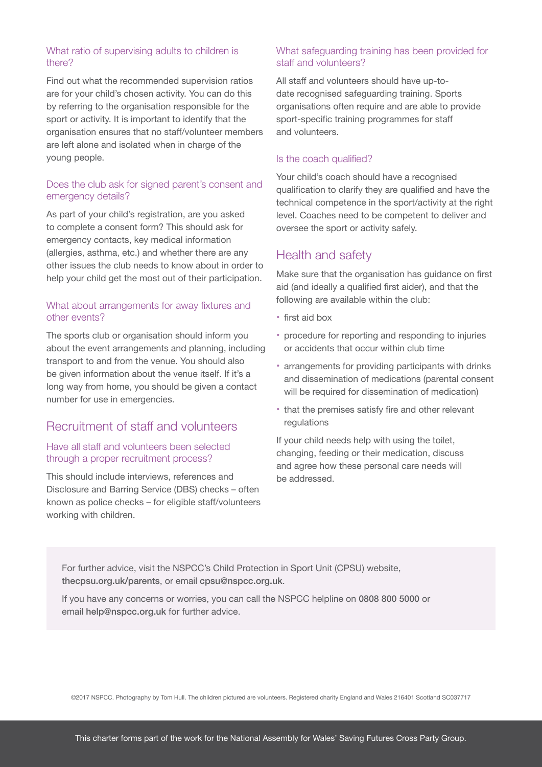### What ratio of supervising adults to children is there?

Find out what the recommended supervision ratios are for your child's chosen activity. You can do this by referring to the organisation responsible for the sport or activity. It is important to identify that the organisation ensures that no staff/volunteer members are left alone and isolated when in charge of the young people.

### Does the club ask for signed parent's consent and emergency details?

As part of your child's registration, are you asked to complete a consent form? This should ask for emergency contacts, key medical information (allergies, asthma, etc.) and whether there are any other issues the club needs to know about in order to help your child get the most out of their participation.

### What about arrangements for away fixtures and other events?

The sports club or organisation should inform you about the event arrangements and planning, including transport to and from the venue. You should also be given information about the venue itself. If it's a long way from home, you should be given a contact number for use in emergencies.

## Recruitment of staff and volunteers

### Have all staff and volunteers been selected through a proper recruitment process?

This should include interviews, references and Disclosure and Barring Service (DBS) checks – often known as police checks – for eligible staff/volunteers working with children.

### What safeguarding training has been provided for staff and volunteers?

All staff and volunteers should have up-to-date recognised safeguarding training. Sports organisations often require and are able to provide sport-specific training programmes for staff and volunteers.

### Is the coach qualified?

Your child's coach should have a recognised qualification to clarify they are qualified and have the technical competence in the sport/activity at the right level. Coaches need to be competent to deliver and oversee the sport or activity safely.

## Health and safety

Make sure that the organisation has guidance on first aid (and ideally a qualified first aider), and that the following are available within the club:

- first aid box
- procedure for reporting and responding to injuries or accidents that occur within club time
- arrangements for providing participants with drinks and dissemination of medications (parental consent will be required for dissemination of medication)
- that the premises satisfy fire and other relevant regulations

If your child needs help with using the toilet, changing, feeding or their medication, discuss and agree how these personal care needs will be addressed.

For further advice, visit the NSPCC's Child Protection in Sport Unit (CPSU) website, **thecpsu.org.uk/parents**, or email **cpsu@nspcc.org.uk**.

If you have any concerns or worries, you can call the NSPCC helpline on **0808 800 5000** or email **help@nspcc.org.uk** for further advice.

©2017 NSPCC. Photography by Tom Hull. The children pictured are volunteers. Registered charity England and Wales 216401 Scotland SC037717

This charter forms part of the work for the National Assembly for Wales' Saving Futures Cross Party Group.